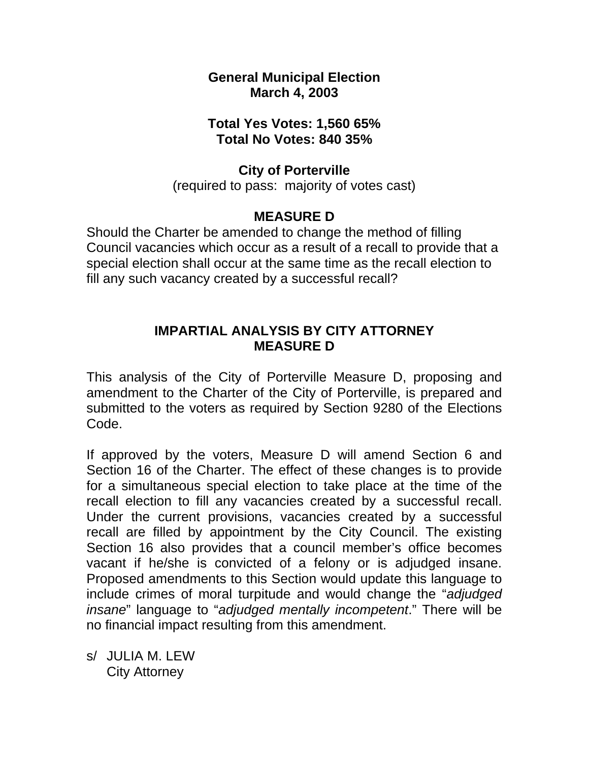**General Municipal Election**
**March 4, 2003**

**Total Yes Votes: 1,560 65%**
**Total No Votes: 840 35%**

**City of Porterville**
(required to pass: majority of votes cast)

**MEASURE D**

Should the Charter be amended to change the method of filling Council vacancies which occur as a result of a recall to provide that a special election shall occur at the same time as the recall election to fill any such vacancy created by a successful recall?

## IMPARTIAL ANALYSIS BY CITY ATTORNEY MEASURE D

This analysis of the City of Porterville Measure D, proposing and amendment to the Charter of the City of Porterville, is prepared and submitted to the voters as required by Section 9280 of the Elections Code.

If approved by the voters, Measure D will amend Section 6 and Section 16 of the Charter. The effect of these changes is to provide for a simultaneous special election to take place at the time of the recall election to fill any vacancies created by a successful recall. Under the current provisions, vacancies created by a successful recall are filled by appointment by the City Council. The existing Section 16 also provides that a council member's office becomes vacant if he/she is convicted of a felony or is adjudged insane. Proposed amendments to this Section would update this language to include crimes of moral turpitude and would change the "*adjudged insane*" language to "*adjudged mentally incompetent*." There will be no financial impact resulting from this amendment.

s/ JULIA M. LEW
City Attorney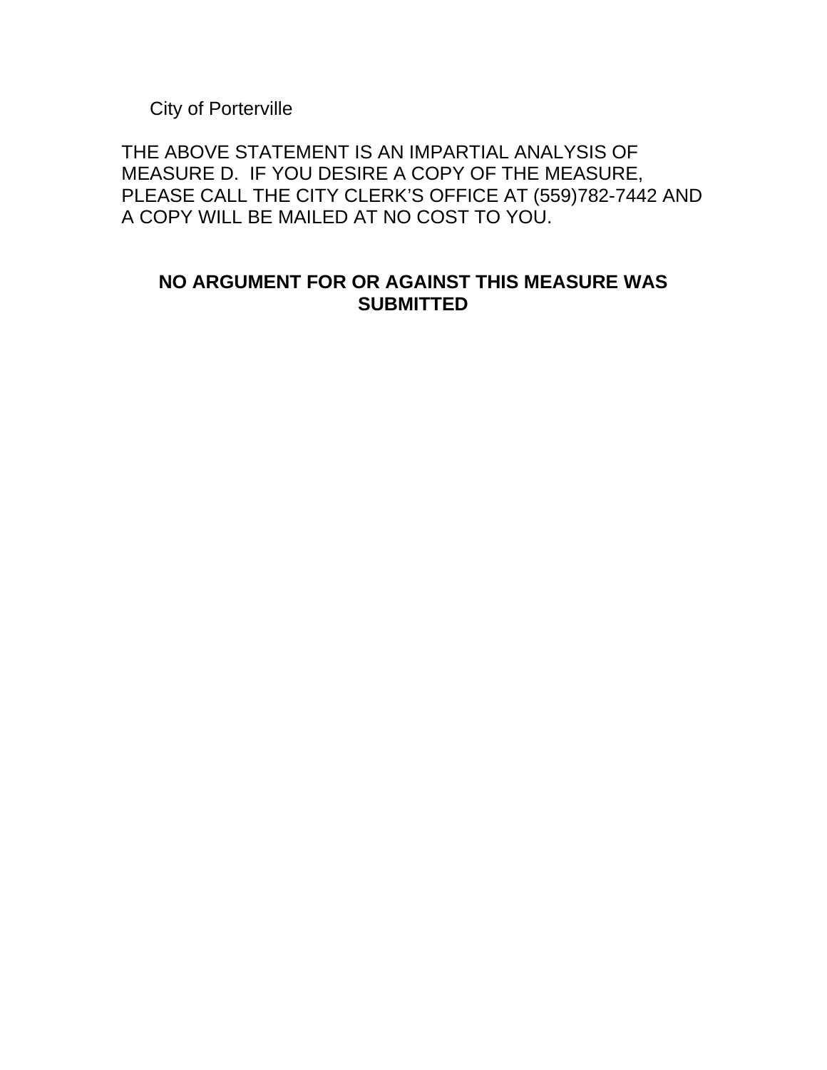City of Porterville

THE ABOVE STATEMENT IS AN IMPARTIAL ANALYSIS OF MEASURE D. IF YOU DESIRE A COPY OF THE MEASURE, PLEASE CALL THE CITY CLERK'S OFFICE AT (559)782-7442 AND A COPY WILL BE MAILED AT NO COST TO YOU.

**NO ARGUMENT FOR OR AGAINST THIS MEASURE WAS SUBMITTED**